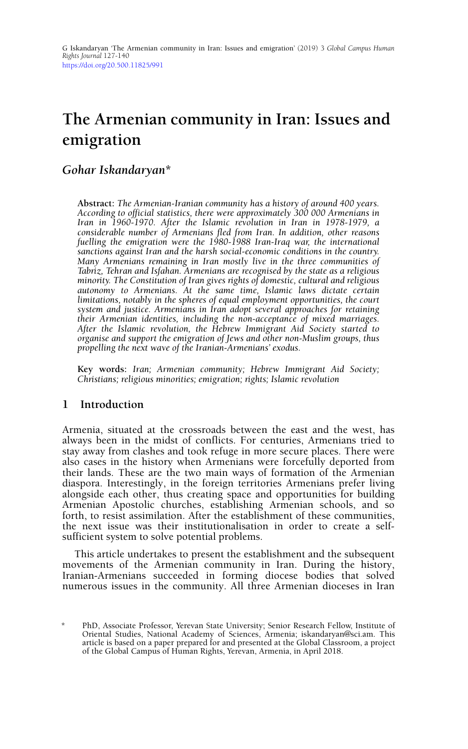G Iskandaryan 'The Armenian community in Iran: Issues and emigration' (2019) 3 *Global Campus Human Rights Journal* 127-140
https://doi.org/20.500.11825/991

# The Armenian community in Iran: Issues and emigration

*Gohar Iskandaryan\**

**Abstract:** *The Armenian-Iranian community has a history of around 400 years. According to official statistics, there were approximately 300 000 Armenians in Iran in 1960-1970. After the Islamic revolution in Iran in 1978-1979, a considerable number of Armenians fled from Iran. In addition, other reasons fuelling the emigration were the 1980-1988 Iran-Iraq war, the international sanctions against Iran and the harsh social-economic conditions in the country. Many Armenians remaining in Iran mostly live in the three communities of Tabriz, Tehran and Isfahan. Armenians are recognised by the state as a religious minority. The Constitution of Iran gives rights of domestic, cultural and religious autonomy to Armenians. At the same time, Islamic laws dictate certain limitations, notably in the spheres of equal employment opportunities, the court system and justice. Armenians in Iran adopt several approaches for retaining their Armenian identities, including the non-acceptance of mixed marriages. After the Islamic revolution, the Hebrew Immigrant Aid Society started to organise and support the emigration of Jews and other non-Muslim groups, thus propelling the next wave of the Iranian-Armenians' exodus.*

**Key words:** *Iran; Armenian community; Hebrew Immigrant Aid Society; Christians; religious minorities; emigration; rights; Islamic revolution*

## 1 Introduction

Armenia, situated at the crossroads between the east and the west, has always been in the midst of conflicts. For centuries, Armenians tried to stay away from clashes and took refuge in more secure places. There were also cases in the history when Armenians were forcefully deported from their lands. These are the two main ways of formation of the Armenian diaspora. Interestingly, in the foreign territories Armenians prefer living alongside each other, thus creating space and opportunities for building Armenian Apostolic churches, establishing Armenian schools, and so forth, to resist assimilation. After the establishment of these communities, the next issue was their institutionalisation in order to create a self-sufficient system to solve potential problems.

This article undertakes to present the establishment and the subsequent movements of the Armenian community in Iran. During the history, Iranian-Armenians succeeded in forming diocese bodies that solved numerous issues in the community. All three Armenian dioceses in Iran

\* PhD, Associate Professor, Yerevan State University; Senior Research Fellow, Institute of Oriental Studies, National Academy of Sciences, Armenia; iskandaryan@sci.am. This article is based on a paper prepared for and presented at the Global Classroom, a project of the Global Campus of Human Rights, Yerevan, Armenia, in April 2018.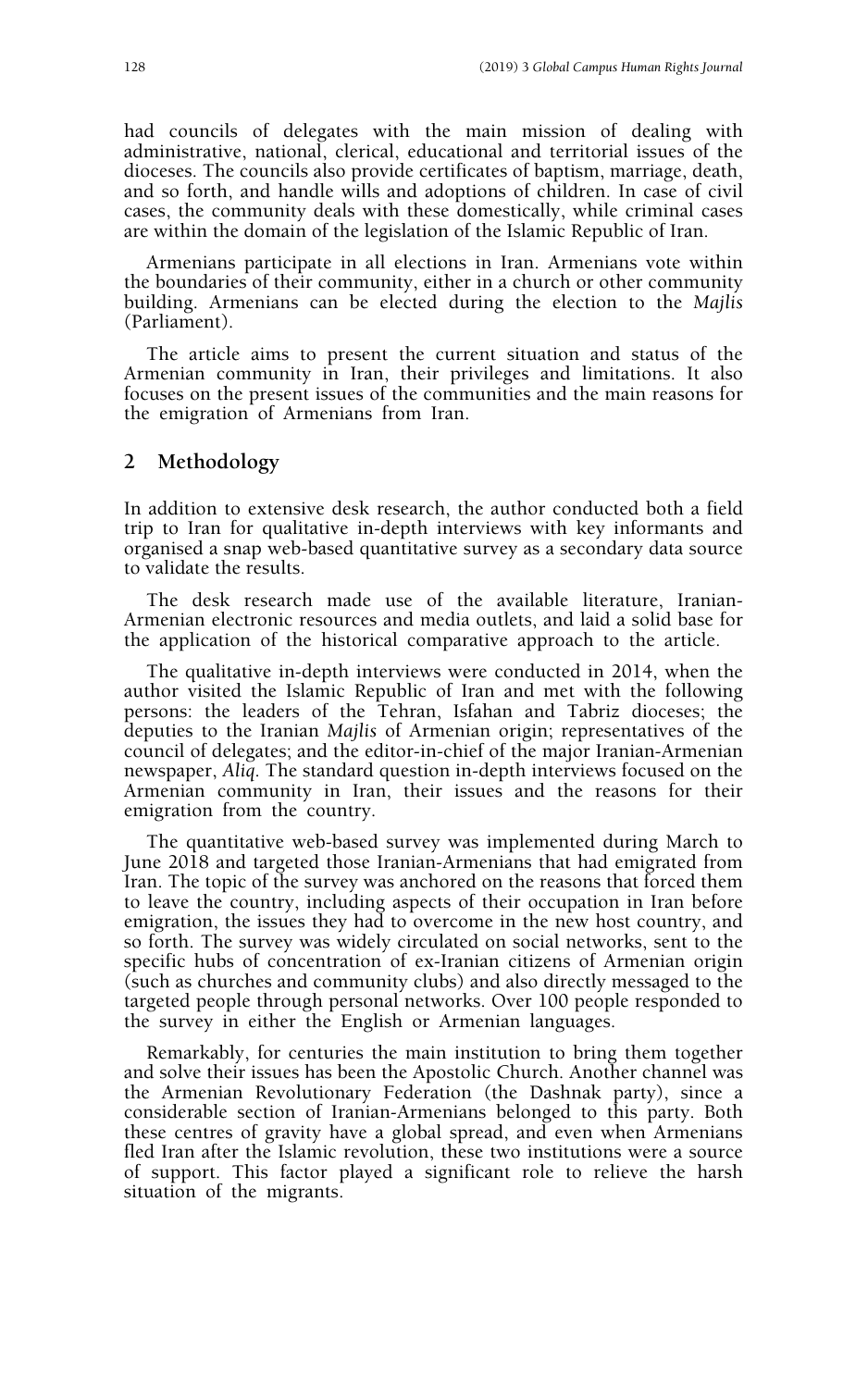had councils of delegates with the main mission of dealing with administrative, national, clerical, educational and territorial issues of the dioceses. The councils also provide certificates of baptism, marriage, death, and so forth, and handle wills and adoptions of children. In case of civil cases, the community deals with these domestically, while criminal cases are within the domain of the legislation of the Islamic Republic of Iran.

Armenians participate in all elections in Iran. Armenians vote within the boundaries of their community, either in a church or other community building. Armenians can be elected during the election to the *Majlis* (Parliament).

The article aims to present the current situation and status of the Armenian community in Iran, their privileges and limitations. It also focuses on the present issues of the communities and the main reasons for the emigration of Armenians from Iran.

## 2 Methodology

In addition to extensive desk research, the author conducted both a field trip to Iran for qualitative in-depth interviews with key informants and organised a snap web-based quantitative survey as a secondary data source to validate the results.

The desk research made use of the available literature, Iranian-Armenian electronic resources and media outlets, and laid a solid base for the application of the historical comparative approach to the article.

The qualitative in-depth interviews were conducted in 2014, when the author visited the Islamic Republic of Iran and met with the following persons: the leaders of the Tehran, Isfahan and Tabriz dioceses; the deputies to the Iranian *Majlis* of Armenian origin; representatives of the council of delegates; and the editor-in-chief of the major Iranian-Armenian newspaper, *Aliq*. The standard question in-depth interviews focused on the Armenian community in Iran, their issues and the reasons for their emigration from the country.

The quantitative web-based survey was implemented during March to June 2018 and targeted those Iranian-Armenians that had emigrated from Iran. The topic of the survey was anchored on the reasons that forced them to leave the country, including aspects of their occupation in Iran before emigration, the issues they had to overcome in the new host country, and so forth. The survey was widely circulated on social networks, sent to the specific hubs of concentration of ex-Iranian citizens of Armenian origin (such as churches and community clubs) and also directly messaged to the targeted people through personal networks. Over 100 people responded to the survey in either the English or Armenian languages.

Remarkably, for centuries the main institution to bring them together and solve their issues has been the Apostolic Church. Another channel was the Armenian Revolutionary Federation (the Dashnak party), since a considerable section of Iranian-Armenians belonged to this party. Both these centres of gravity have a global spread, and even when Armenians fled Iran after the Islamic revolution, these two institutions were a source of support. This factor played a significant role to relieve the harsh situation of the migrants.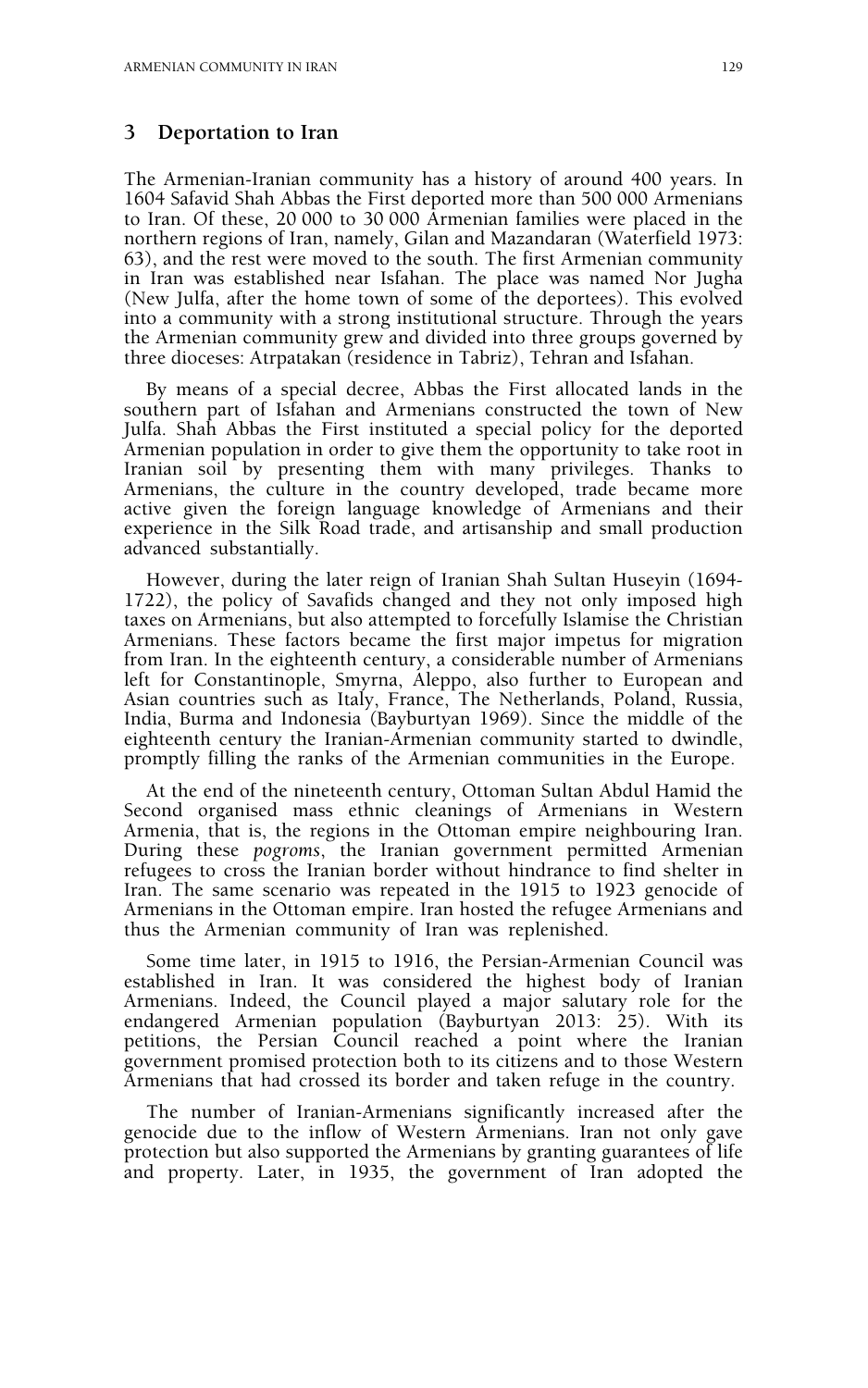## 3 Deportation to Iran

The Armenian-Iranian community has a history of around 400 years. In 1604 Safavid Shah Abbas the First deported more than 500 000 Armenians to Iran. Of these, 20 000 to 30 000 Armenian families were placed in the northern regions of Iran, namely, Gilan and Mazandaran (Waterfield 1973: 63), and the rest were moved to the south. The first Armenian community in Iran was established near Isfahan. The place was named Nor Jugha (New Julfa, after the home town of some of the deportees). This evolved into a community with a strong institutional structure. Through the years the Armenian community grew and divided into three groups governed by three dioceses: Atrpatakan (residence in Tabriz), Tehran and Isfahan.

By means of a special decree, Abbas the First allocated lands in the southern part of Isfahan and Armenians constructed the town of New Julfa. Shah Abbas the First instituted a special policy for the deported Armenian population in order to give them the opportunity to take root in Iranian soil by presenting them with many privileges. Thanks to Armenians, the culture in the country developed, trade became more active given the foreign language knowledge of Armenians and their experience in the Silk Road trade, and artisanship and small production advanced substantially.

However, during the later reign of Iranian Shah Sultan Huseyin (1694-1722), the policy of Savafids changed and they not only imposed high taxes on Armenians, but also attempted to forcefully Islamise the Christian Armenians. These factors became the first major impetus for migration from Iran. In the eighteenth century, a considerable number of Armenians left for Constantinople, Smyrna, Aleppo, also further to European and Asian countries such as Italy, France, The Netherlands, Poland, Russia, India, Burma and Indonesia (Bayburtyan 1969). Since the middle of the eighteenth century the Iranian-Armenian community started to dwindle, promptly filling the ranks of the Armenian communities in the Europe.

At the end of the nineteenth century, Ottoman Sultan Abdul Hamid the Second organised mass ethnic cleanings of Armenians in Western Armenia, that is, the regions in the Ottoman empire neighbouring Iran. During these *pogroms*, the Iranian government permitted Armenian refugees to cross the Iranian border without hindrance to find shelter in Iran. The same scenario was repeated in the 1915 to 1923 genocide of Armenians in the Ottoman empire. Iran hosted the refugee Armenians and thus the Armenian community of Iran was replenished.

Some time later, in 1915 to 1916, the Persian-Armenian Council was established in Iran. It was considered the highest body of Iranian Armenians. Indeed, the Council played a major salutary role for the endangered Armenian population (Bayburtyan 2013: 25). With its petitions, the Persian Council reached a point where the Iranian government promised protection both to its citizens and to those Western Armenians that had crossed its border and taken refuge in the country.

The number of Iranian-Armenians significantly increased after the genocide due to the inflow of Western Armenians. Iran not only gave protection but also supported the Armenians by granting guarantees of life and property. Later, in 1935, the government of Iran adopted the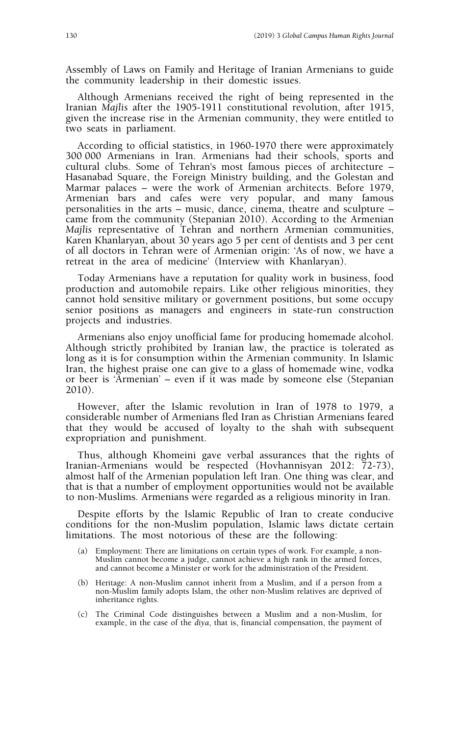Assembly of Laws on Family and Heritage of Iranian Armenians to guide the community leadership in their domestic issues.

Although Armenians received the right of being represented in the Iranian *Majlis* after the 1905-1911 constitutional revolution, after 1915, given the increase rise in the Armenian community, they were entitled to two seats in parliament.

According to official statistics, in 1960-1970 there were approximately 300 000 Armenians in Iran. Armenians had their schools, sports and cultural clubs. Some of Tehran's most famous pieces of architecture – Hasanabad Square, the Foreign Ministry building, and the Golestan and Marmar palaces – were the work of Armenian architects. Before 1979, Armenian bars and cafes were very popular, and many famous personalities in the arts – music, dance, cinema, theatre and sculpture – came from the community (Stepanian 2010). According to the Armenian *Majlis* representative of Tehran and northern Armenian communities, Karen Khanlaryan, about 30 years ago 5 per cent of dentists and 3 per cent of all doctors in Tehran were of Armenian origin: 'As of now, we have a retreat in the area of medicine' (Interview with Khanlaryan).

Today Armenians have a reputation for quality work in business, food production and automobile repairs. Like other religious minorities, they cannot hold sensitive military or government positions, but some occupy senior positions as managers and engineers in state-run construction projects and industries.

Armenians also enjoy unofficial fame for producing homemade alcohol. Although strictly prohibited by Iranian law, the practice is tolerated as long as it is for consumption within the Armenian community. In Islamic Iran, the highest praise one can give to a glass of homemade wine, vodka or beer is 'Armenian' – even if it was made by someone else (Stepanian 2010).

However, after the Islamic revolution in Iran of 1978 to 1979, a considerable number of Armenians fled Iran as Christian Armenians feared that they would be accused of loyalty to the shah with subsequent expropriation and punishment.

Thus, although Khomeini gave verbal assurances that the rights of Iranian-Armenians would be respected (Hovhannisyan 2012: 72-73), almost half of the Armenian population left Iran. One thing was clear, and that is that a number of employment opportunities would not be available to non-Muslims. Armenians were regarded as a religious minority in Iran.

Despite efforts by the Islamic Republic of Iran to create conducive conditions for the non-Muslim population, Islamic laws dictate certain limitations. The most notorious of these are the following:

(a) Employment: There are limitations on certain types of work. For example, a non-Muslim cannot become a judge, cannot achieve a high rank in the armed forces, and cannot become a Minister or work for the administration of the President.

(b) Heritage: A non-Muslim cannot inherit from a Muslim, and if a person from a non-Muslim family adopts Islam, the other non-Muslim relatives are deprived of inheritance rights.

(c) The Criminal Code distinguishes between a Muslim and a non-Muslim, for example, in the case of the *diya*, that is, financial compensation, the payment of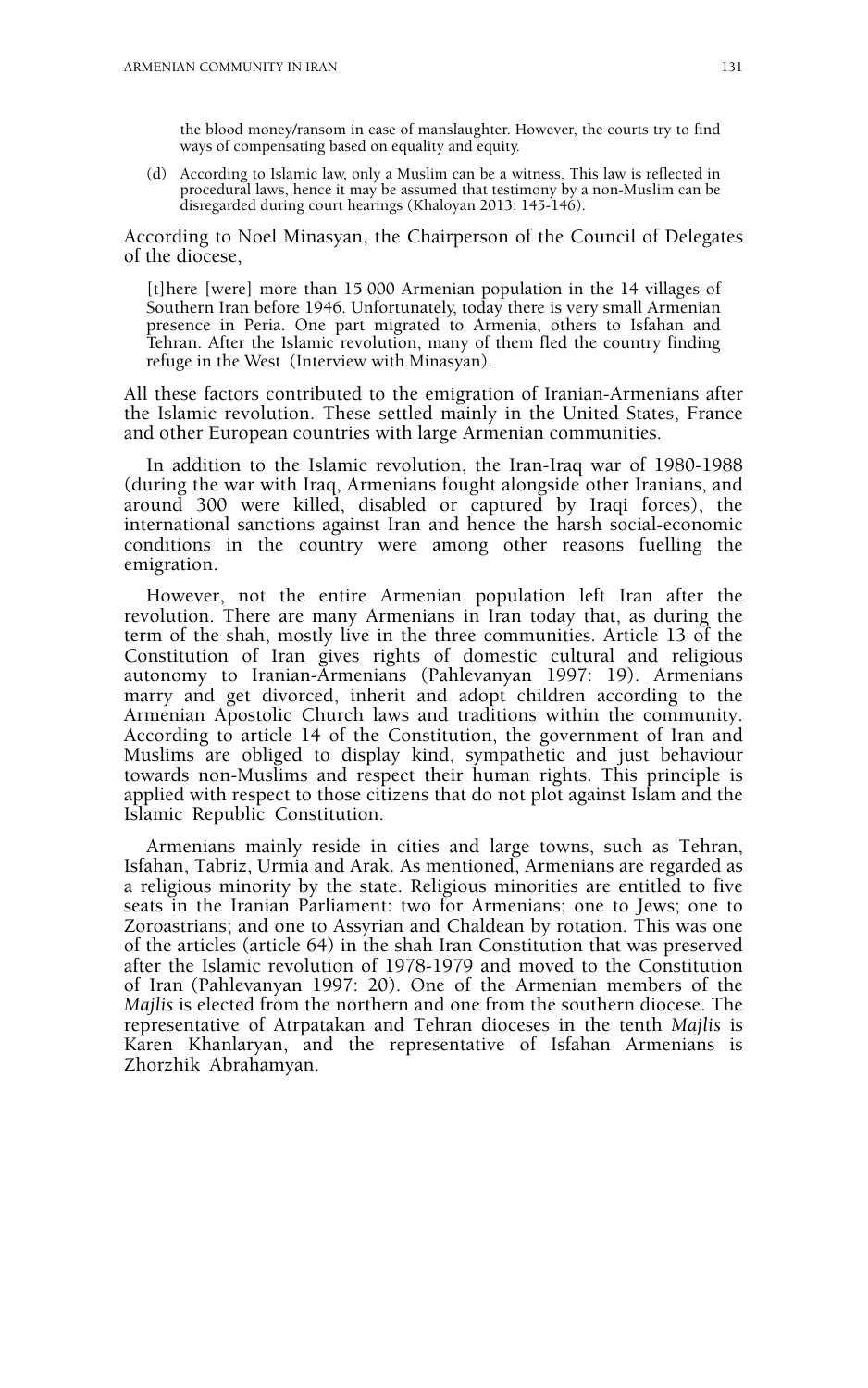the blood money/ransom in case of manslaughter. However, the courts try to find ways of compensating based on equality and equity.

(d) According to Islamic law, only a Muslim can be a witness. This law is reflected in procedural laws, hence it may be assumed that testimony by a non-Muslim can be disregarded during court hearings (Khaloyan 2013: 145-146).

According to Noel Minasyan, the Chairperson of the Council of Delegates of the diocese,

> [t]here [were] more than 15 000 Armenian population in the 14 villages of Southern Iran before 1946. Unfortunately, today there is very small Armenian presence in Peria. One part migrated to Armenia, others to Isfahan and Tehran. After the Islamic revolution, many of them fled the country finding refuge in the West (Interview with Minasyan).

All these factors contributed to the emigration of Iranian-Armenians after the Islamic revolution. These settled mainly in the United States, France and other European countries with large Armenian communities.

In addition to the Islamic revolution, the Iran-Iraq war of 1980-1988 (during the war with Iraq, Armenians fought alongside other Iranians, and around 300 were killed, disabled or captured by Iraqi forces), the international sanctions against Iran and hence the harsh social-economic conditions in the country were among other reasons fuelling the emigration.

However, not the entire Armenian population left Iran after the revolution. There are many Armenians in Iran today that, as during the term of the shah, mostly live in the three communities. Article 13 of the Constitution of Iran gives rights of domestic cultural and religious autonomy to Iranian-Armenians (Pahlevanyan 1997: 19). Armenians marry and get divorced, inherit and adopt children according to the Armenian Apostolic Church laws and traditions within the community. According to article 14 of the Constitution, the government of Iran and Muslims are obliged to display kind, sympathetic and just behaviour towards non-Muslims and respect their human rights. This principle is applied with respect to those citizens that do not plot against Islam and the Islamic Republic Constitution.

Armenians mainly reside in cities and large towns, such as Tehran, Isfahan, Tabriz, Urmia and Arak. As mentioned, Armenians are regarded as a religious minority by the state. Religious minorities are entitled to five seats in the Iranian Parliament: two for Armenians; one to Jews; one to Zoroastrians; and one to Assyrian and Chaldean by rotation. This was one of the articles (article 64) in the shah Iran Constitution that was preserved after the Islamic revolution of 1978-1979 and moved to the Constitution of Iran (Pahlevanyan 1997: 20). One of the Armenian members of the *Majlis* is elected from the northern and one from the southern diocese. The representative of Atrpatakan and Tehran dioceses in the tenth *Majlis* is Karen Khanlaryan, and the representative of Isfahan Armenians is Zhorzhik Abrahamyan.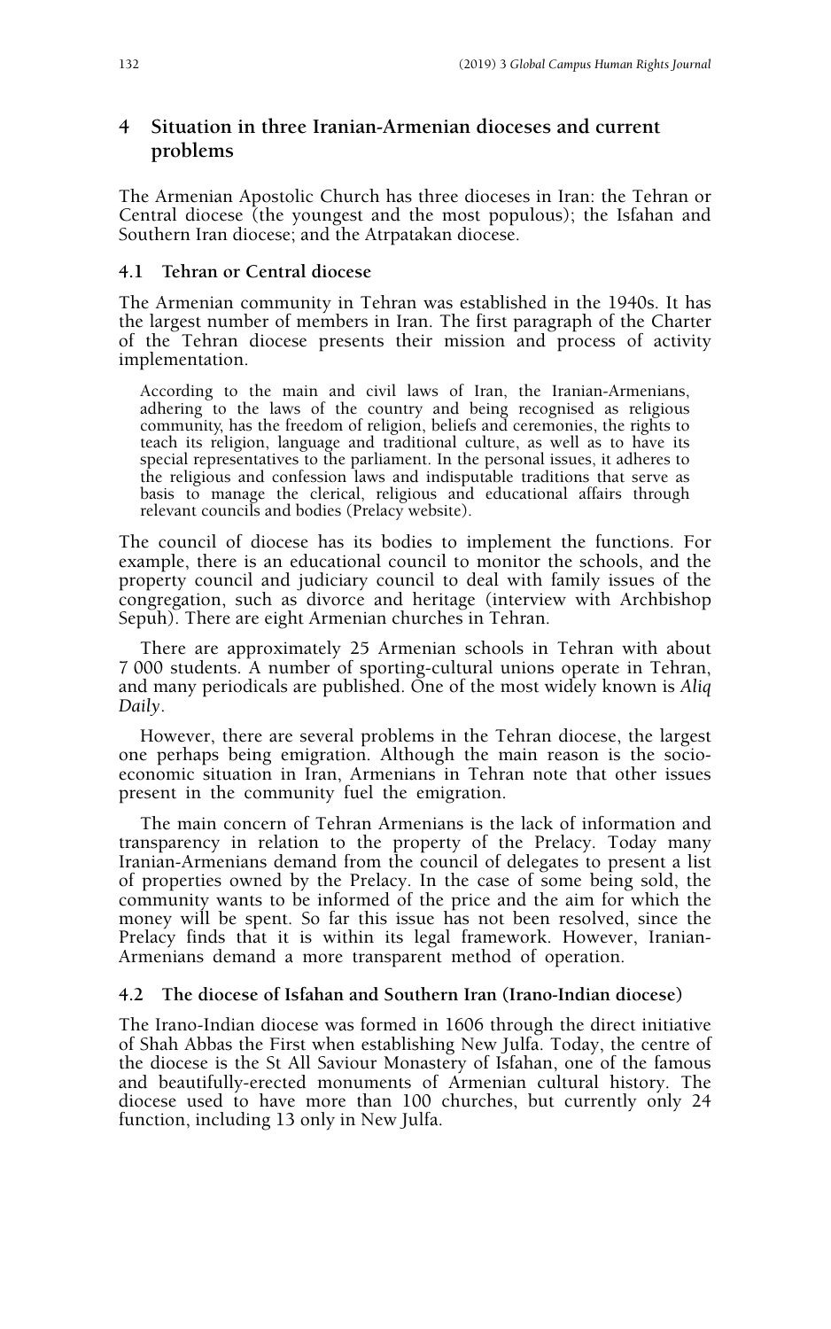## 4 Situation in three Iranian-Armenian dioceses and current problems

The Armenian Apostolic Church has three dioceses in Iran: the Tehran or Central diocese (the youngest and the most populous); the Isfahan and Southern Iran diocese; and the Atrpatakan diocese.

### 4.1 Tehran or Central diocese

The Armenian community in Tehran was established in the 1940s. It has the largest number of members in Iran. The first paragraph of the Charter of the Tehran diocese presents their mission and process of activity implementation.

> According to the main and civil laws of Iran, the Iranian-Armenians, adhering to the laws of the country and being recognised as religious community, has the freedom of religion, beliefs and ceremonies, the rights to teach its religion, language and traditional culture, as well as to have its special representatives to the parliament. In the personal issues, it adheres to the religious and confession laws and indisputable traditions that serve as basis to manage the clerical, religious and educational affairs through relevant councils and bodies (Prelacy website).

The council of diocese has its bodies to implement the functions. For example, there is an educational council to monitor the schools, and the property council and judiciary council to deal with family issues of the congregation, such as divorce and heritage (interview with Archbishop Sepuh). There are eight Armenian churches in Tehran.

There are approximately 25 Armenian schools in Tehran with about 7 000 students. A number of sporting-cultural unions operate in Tehran, and many periodicals are published. One of the most widely known is *Aliq Daily*.

However, there are several problems in the Tehran diocese, the largest one perhaps being emigration. Although the main reason is the socio-economic situation in Iran, Armenians in Tehran note that other issues present in the community fuel the emigration.

The main concern of Tehran Armenians is the lack of information and transparency in relation to the property of the Prelacy. Today many Iranian-Armenians demand from the council of delegates to present a list of properties owned by the Prelacy. In the case of some being sold, the community wants to be informed of the price and the aim for which the money will be spent. So far this issue has not been resolved, since the Prelacy finds that it is within its legal framework. However, Iranian-Armenians demand a more transparent method of operation.

### 4.2 The diocese of Isfahan and Southern Iran (Irano-Indian diocese)

The Irano-Indian diocese was formed in 1606 through the direct initiative of Shah Abbas the First when establishing New Julfa. Today, the centre of the diocese is the St All Saviour Monastery of Isfahan, one of the famous and beautifully-erected monuments of Armenian cultural history. The diocese used to have more than 100 churches, but currently only 24 function, including 13 only in New Julfa.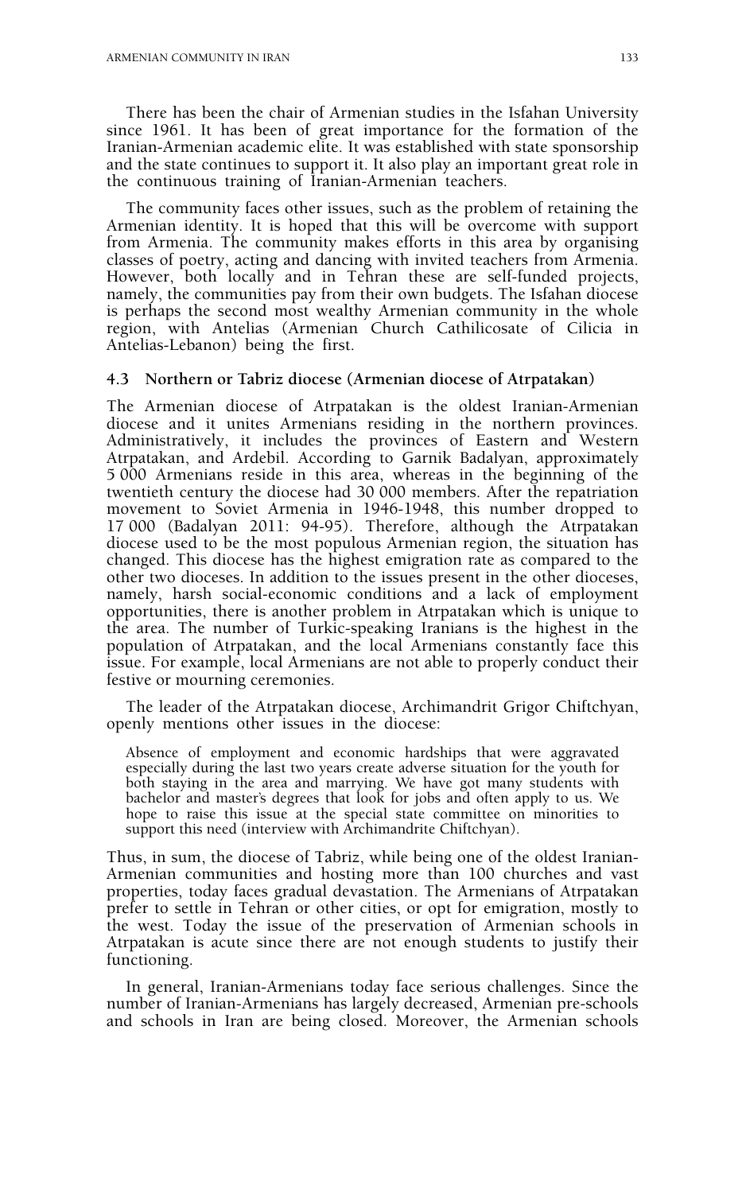There has been the chair of Armenian studies in the Isfahan University since 1961. It has been of great importance for the formation of the Iranian-Armenian academic elite. It was established with state sponsorship and the state continues to support it. It also play an important great role in the continuous training of Iranian-Armenian teachers.

The community faces other issues, such as the problem of retaining the Armenian identity. It is hoped that this will be overcome with support from Armenia. The community makes efforts in this area by organising classes of poetry, acting and dancing with invited teachers from Armenia. However, both locally and in Tehran these are self-funded projects, namely, the communities pay from their own budgets. The Isfahan diocese is perhaps the second most wealthy Armenian community in the whole region, with Antelias (Armenian Church Cathilicosate of Cilicia in Antelias-Lebanon) being the first.

### 4.3 Northern or Tabriz diocese (Armenian diocese of Atrpatakan)

The Armenian diocese of Atrpatakan is the oldest Iranian-Armenian diocese and it unites Armenians residing in the northern provinces. Administratively, it includes the provinces of Eastern and Western Atrpatakan, and Ardebil. According to Garnik Badalyan, approximately 5 000 Armenians reside in this area, whereas in the beginning of the twentieth century the diocese had 30 000 members. After the repatriation movement to Soviet Armenia in 1946-1948, this number dropped to 17 000 (Badalyan 2011: 94-95). Therefore, although the Atrpatakan diocese used to be the most populous Armenian region, the situation has changed. This diocese has the highest emigration rate as compared to the other two dioceses. In addition to the issues present in the other dioceses, namely, harsh social-economic conditions and a lack of employment opportunities, there is another problem in Atrpatakan which is unique to the area. The number of Turkic-speaking Iranians is the highest in the population of Atrpatakan, and the local Armenians constantly face this issue. For example, local Armenians are not able to properly conduct their festive or mourning ceremonies.

The leader of the Atrpatakan diocese, Archimandrit Grigor Chiftchyan, openly mentions other issues in the diocese:

> Absence of employment and economic hardships that were aggravated especially during the last two years create adverse situation for the youth for both staying in the area and marrying. We have got many students with bachelor and master's degrees that look for jobs and often apply to us. We hope to raise this issue at the special state committee on minorities to support this need (interview with Archimandrite Chiftchyan).

Thus, in sum, the diocese of Tabriz, while being one of the oldest Iranian-Armenian communities and hosting more than 100 churches and vast properties, today faces gradual devastation. The Armenians of Atrpatakan prefer to settle in Tehran or other cities, or opt for emigration, mostly to the west. Today the issue of the preservation of Armenian schools in Atrpatakan is acute since there are not enough students to justify their functioning.

In general, Iranian-Armenians today face serious challenges. Since the number of Iranian-Armenians has largely decreased, Armenian pre-schools and schools in Iran are being closed. Moreover, the Armenian schools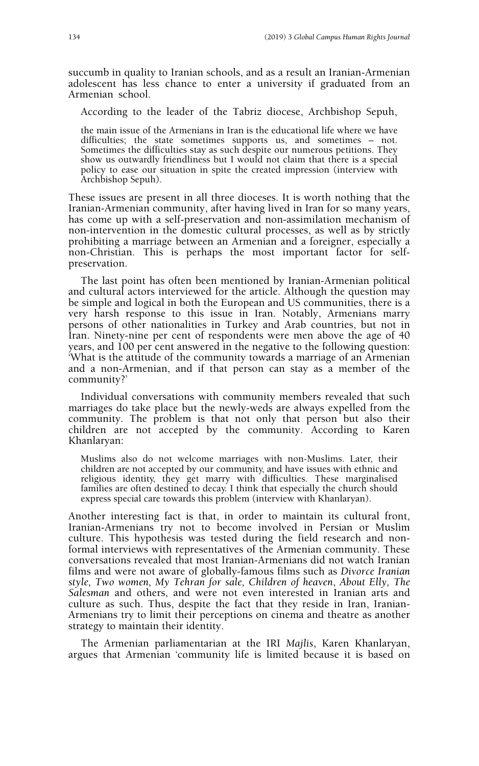succumb in quality to Iranian schools, and as a result an Iranian-Armenian adolescent has less chance to enter a university if graduated from an Armenian school.

According to the leader of the Tabriz diocese, Archbishop Sepuh,

> the main issue of the Armenians in Iran is the educational life where we have difficulties; the state sometimes supports us, and sometimes – not. Sometimes the difficulties stay as such despite our numerous petitions. They show us outwardly friendliness but I would not claim that there is a special policy to ease our situation in spite the created impression (interview with Archbishop Sepuh).

These issues are present in all three dioceses. It is worth nothing that the Iranian-Armenian community, after having lived in Iran for so many years, has come up with a self-preservation and non-assimilation mechanism of non-intervention in the domestic cultural processes, as well as by strictly prohibiting a marriage between an Armenian and a foreigner, especially a non-Christian. This is perhaps the most important factor for self-preservation.

The last point has often been mentioned by Iranian-Armenian political and cultural actors interviewed for the article. Although the question may be simple and logical in both the European and US communities, there is a very harsh response to this issue in Iran. Notably, Armenians marry persons of other nationalities in Turkey and Arab countries, but not in Iran. Ninety-nine per cent of respondents were men above the age of 40 years, and 100 per cent answered in the negative to the following question: 'What is the attitude of the community towards a marriage of an Armenian and a non-Armenian, and if that person can stay as a member of the community?'

Individual conversations with community members revealed that such marriages do take place but the newly-weds are always expelled from the community. The problem is that not only that person but also their children are not accepted by the community. According to Karen Khanlaryan:

> Muslims also do not welcome marriages with non-Muslims. Later, their children are not accepted by our community, and have issues with ethnic and religious identity, they get marry with difficulties. These marginalised families are often destined to decay. I think that especially the church should express special care towards this problem (interview with Khanlaryan).

Another interesting fact is that, in order to maintain its cultural front, Iranian-Armenians try not to become involved in Persian or Muslim culture. This hypothesis was tested during the field research and non-formal interviews with representatives of the Armenian community. These conversations revealed that most Iranian-Armenians did not watch Iranian films and were not aware of globally-famous films such as *Divorce Iranian style, Two women, My Tehran for sale, Children of heaven*, *About Elly, The Salesman* and others, and were not even interested in Iranian arts and culture as such. Thus, despite the fact that they reside in Iran, Iranian-Armenians try to limit their perceptions on cinema and theatre as another strategy to maintain their identity.

The Armenian parliamentarian at the IRI *Majlis*, Karen Khanlaryan, argues that Armenian 'community life is limited because it is based on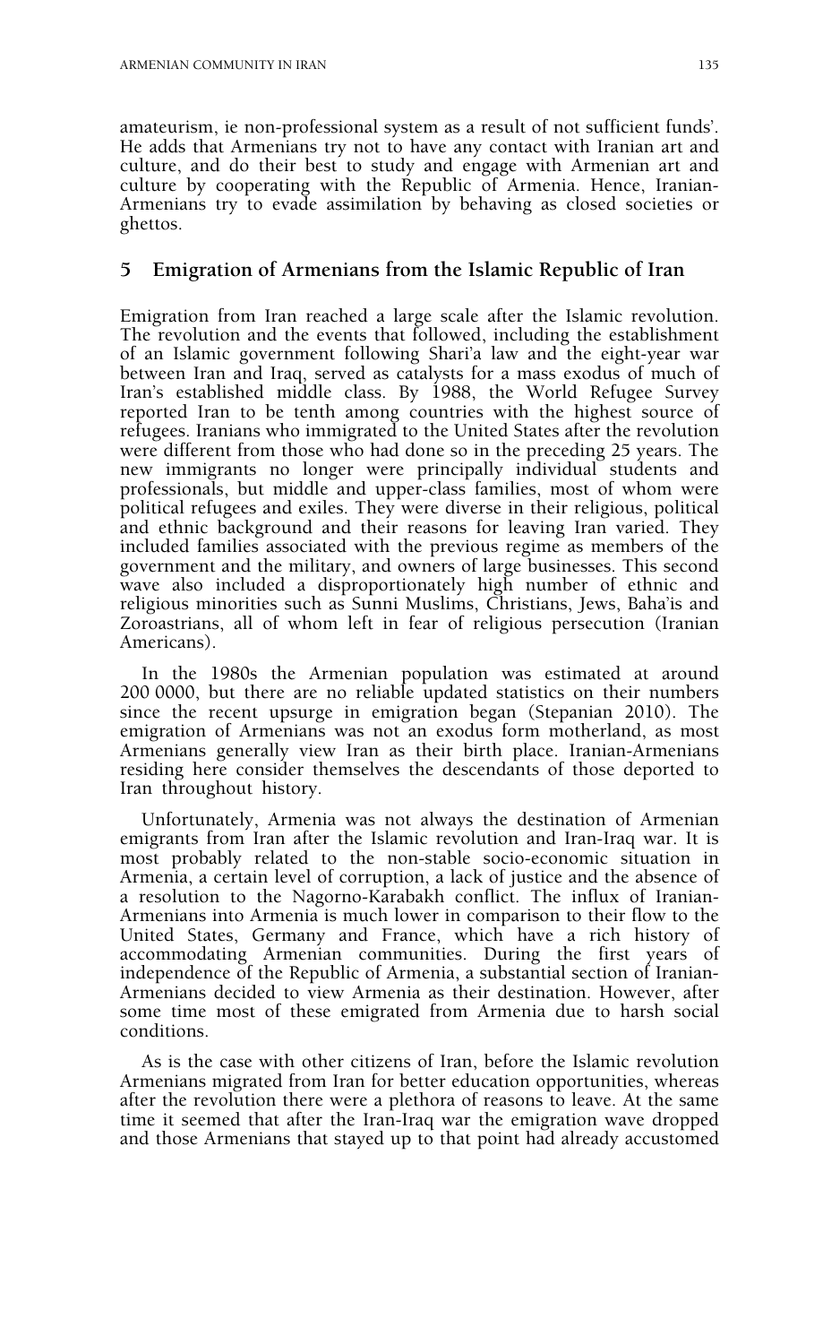amateurism, ie non-professional system as a result of not sufficient funds'. He adds that Armenians try not to have any contact with Iranian art and culture, and do their best to study and engage with Armenian art and culture by cooperating with the Republic of Armenia. Hence, Iranian-Armenians try to evade assimilation by behaving as closed societies or ghettos.

## 5 Emigration of Armenians from the Islamic Republic of Iran

Emigration from Iran reached a large scale after the Islamic revolution. The revolution and the events that followed, including the establishment of an Islamic government following Shari'a law and the eight-year war between Iran and Iraq, served as catalysts for a mass exodus of much of Iran's established middle class. By 1988, the World Refugee Survey reported Iran to be tenth among countries with the highest source of refugees. Iranians who immigrated to the United States after the revolution were different from those who had done so in the preceding 25 years. The new immigrants no longer were principally individual students and professionals, but middle and upper-class families, most of whom were political refugees and exiles. They were diverse in their religious, political and ethnic background and their reasons for leaving Iran varied. They included families associated with the previous regime as members of the government and the military, and owners of large businesses. This second wave also included a disproportionately high number of ethnic and religious minorities such as Sunni Muslims, Christians, Jews, Baha'is and Zoroastrians, all of whom left in fear of religious persecution (Iranian Americans).

In the 1980s the Armenian population was estimated at around 200 0000, but there are no reliable updated statistics on their numbers since the recent upsurge in emigration began (Stepanian 2010). The emigration of Armenians was not an exodus form motherland, as most Armenians generally view Iran as their birth place. Iranian-Armenians residing here consider themselves the descendants of those deported to Iran throughout history.

Unfortunately, Armenia was not always the destination of Armenian emigrants from Iran after the Islamic revolution and Iran-Iraq war. It is most probably related to the non-stable socio-economic situation in Armenia, a certain level of corruption, a lack of justice and the absence of a resolution to the Nagorno-Karabakh conflict. The influx of Iranian-Armenians into Armenia is much lower in comparison to their flow to the United States, Germany and France, which have a rich history of accommodating Armenian communities. During the first years of independence of the Republic of Armenia, a substantial section of Iranian-Armenians decided to view Armenia as their destination. However, after some time most of these emigrated from Armenia due to harsh social conditions.

As is the case with other citizens of Iran, before the Islamic revolution Armenians migrated from Iran for better education opportunities, whereas after the revolution there were a plethora of reasons to leave. At the same time it seemed that after the Iran-Iraq war the emigration wave dropped and those Armenians that stayed up to that point had already accustomed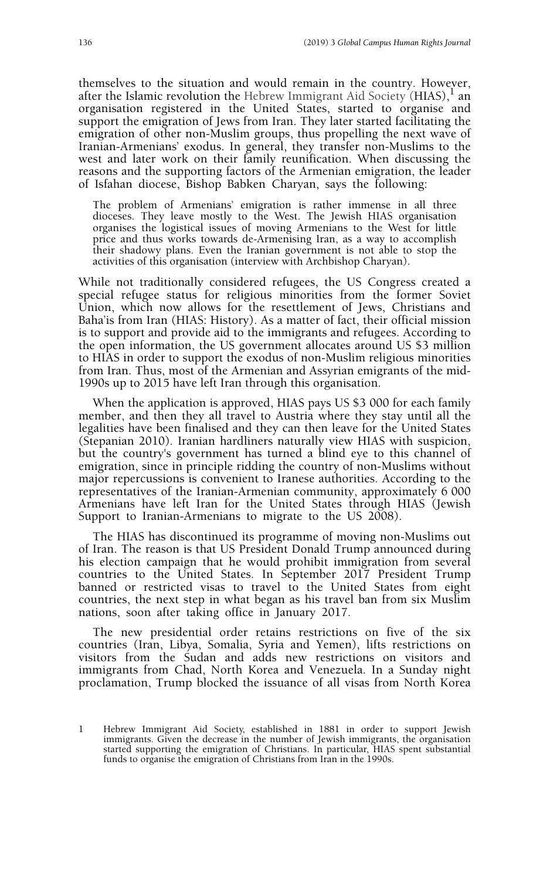themselves to the situation and would remain in the country. However, after the Islamic revolution the Hebrew Immigrant Aid Society (HIAS),[1] an organisation registered in the United States, started to organise and support the emigration of Jews from Iran. They later started facilitating the emigration of other non-Muslim groups, thus propelling the next wave of Iranian-Armenians' exodus. In general, they transfer non-Muslims to the west and later work on their family reunification. When discussing the reasons and the supporting factors of the Armenian emigration, the leader of Isfahan diocese, Bishop Babken Charyan, says the following:

> The problem of Armenians' emigration is rather immense in all three dioceses. They leave mostly to the West. The Jewish HIAS organisation organises the logistical issues of moving Armenians to the West for little price and thus works towards de-Armenising Iran, as a way to accomplish their shadowy plans. Even the Iranian government is not able to stop the activities of this organisation (interview with Archbishop Charyan).

While not traditionally considered refugees, the US Congress created a special refugee status for religious minorities from the former Soviet Union, which now allows for the resettlement of Jews, Christians and Baha'is from Iran (HIAS: History). As a matter of fact, their official mission is to support and provide aid to the immigrants and refugees. According to the open information, the US government allocates around US $3 million to HIAS in order to support the exodus of non-Muslim religious minorities from Iran. Thus, most of the Armenian and Assyrian emigrants of the mid-1990s up to 2015 have left Iran through this organisation.

When the application is approved, HIAS pays US $3 000 for each family member, and then they all travel to Austria where they stay until all the legalities have been finalised and they can then leave for the United States (Stepanian 2010). Iranian hardliners naturally view HIAS with suspicion, but the country's government has turned a blind eye to this channel of emigration, since in principle ridding the country of non-Muslims without major repercussions is convenient to Iranese authorities. According to the representatives of the Iranian-Armenian community, approximately 6 000 Armenians have left Iran for the United States through HIAS (Jewish Support to Iranian-Armenians to migrate to the US 2008).

The HIAS has discontinued its programme of moving non-Muslims out of Iran. The reason is that US President Donald Trump announced during his election campaign that he would prohibit immigration from several countries to the United States. In September 2017 President Trump banned or restricted visas to travel to the United States from eight countries, the next step in what began as his travel ban from six Muslim nations, soon after taking office in January 2017.

The new presidential order retains restrictions on five of the six countries (Iran, Libya, Somalia, Syria and Yemen), lifts restrictions on visitors from the Sudan and adds new restrictions on visitors and immigrants from Chad, North Korea and Venezuela. In a Sunday night proclamation, Trump blocked the issuance of all visas from North Korea

[1] Hebrew Immigrant Aid Society, established in 1881 in order to support Jewish immigrants. Given the decrease in the number of Jewish immigrants, the organisation started supporting the emigration of Christians. In particular, HIAS spent substantial funds to organise the emigration of Christians from Iran in the 1990s.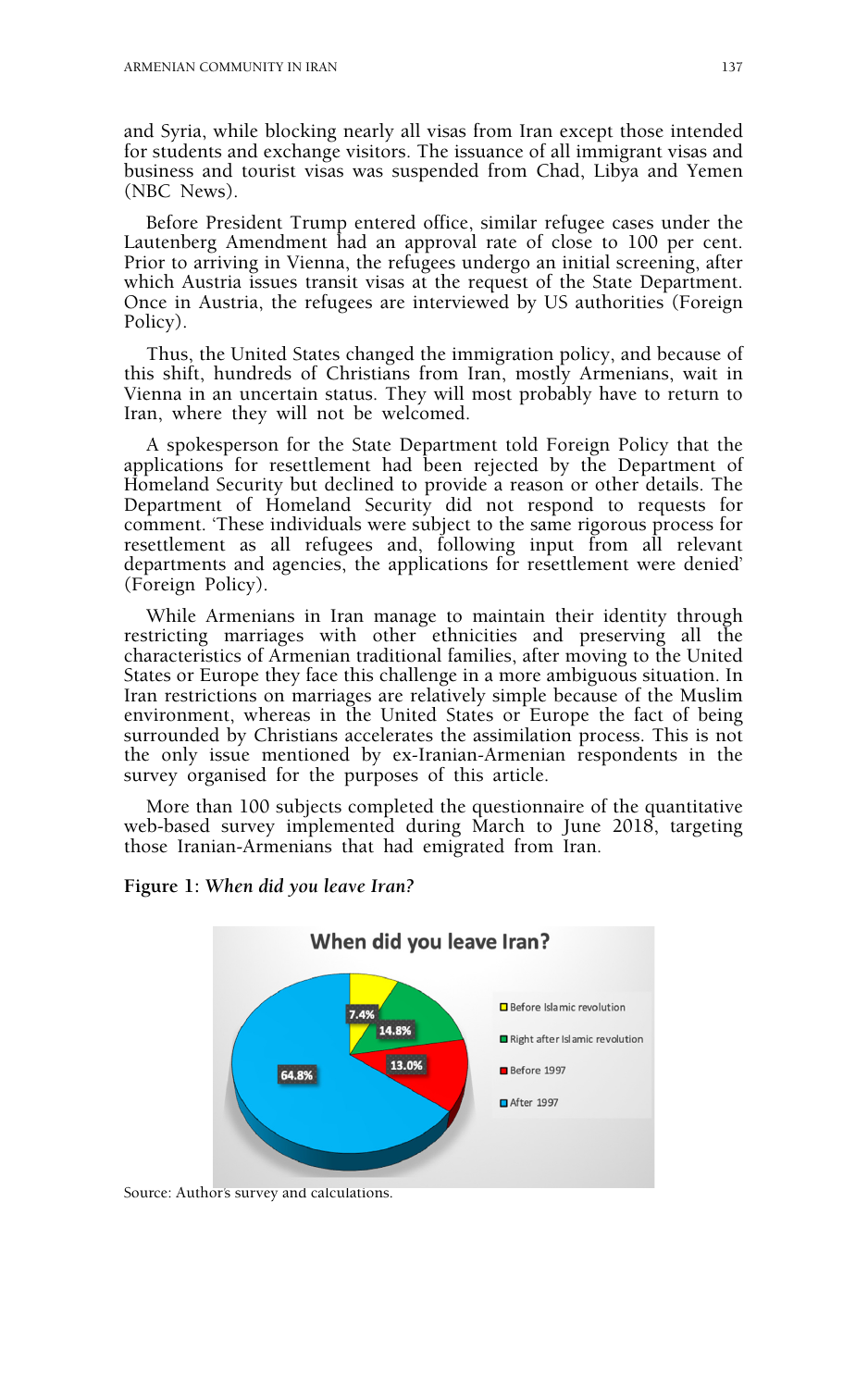and Syria, while blocking nearly all visas from Iran except those intended for students and exchange visitors. The issuance of all immigrant visas and business and tourist visas was suspended from Chad, Libya and Yemen (NBC News).

Before President Trump entered office, similar refugee cases under the Lautenberg Amendment had an approval rate of close to 100 per cent. Prior to arriving in Vienna, the refugees undergo an initial screening, after which Austria issues transit visas at the request of the State Department. Once in Austria, the refugees are interviewed by US authorities (Foreign Policy).

Thus, the United States changed the immigration policy, and because of this shift, hundreds of Christians from Iran, mostly Armenians, wait in Vienna in an uncertain status. They will most probably have to return to Iran, where they will not be welcomed.

A spokesperson for the State Department told Foreign Policy that the applications for resettlement had been rejected by the Department of Homeland Security but declined to provide a reason or other details. The Department of Homeland Security did not respond to requests for comment. 'These individuals were subject to the same rigorous process for resettlement as all refugees and, following input from all relevant departments and agencies, the applications for resettlement were denied' (Foreign Policy).

While Armenians in Iran manage to maintain their identity through restricting marriages with other ethnicities and preserving all the characteristics of Armenian traditional families, after moving to the United States or Europe they face this challenge in a more ambiguous situation. In Iran restrictions on marriages are relatively simple because of the Muslim environment, whereas in the United States or Europe the fact of being surrounded by Christians accelerates the assimilation process. This is not the only issue mentioned by ex-Iranian-Armenian respondents in the survey organised for the purposes of this article.

More than 100 subjects completed the questionnaire of the quantitative web-based survey implemented during March to June 2018, targeting those Iranian-Armenians that had emigrated from Iran.

**Figure 1:** ***When did you leave Iran?***

| When did you leave Iran? | |
|---|---|
| Before Islamic revolution | 7.4% |
| Right after Islamic revolution | 14.8% |
| Before 1997 | 13.0% |
| After 1997 | 64.8% |

Source: Author's survey and calculations.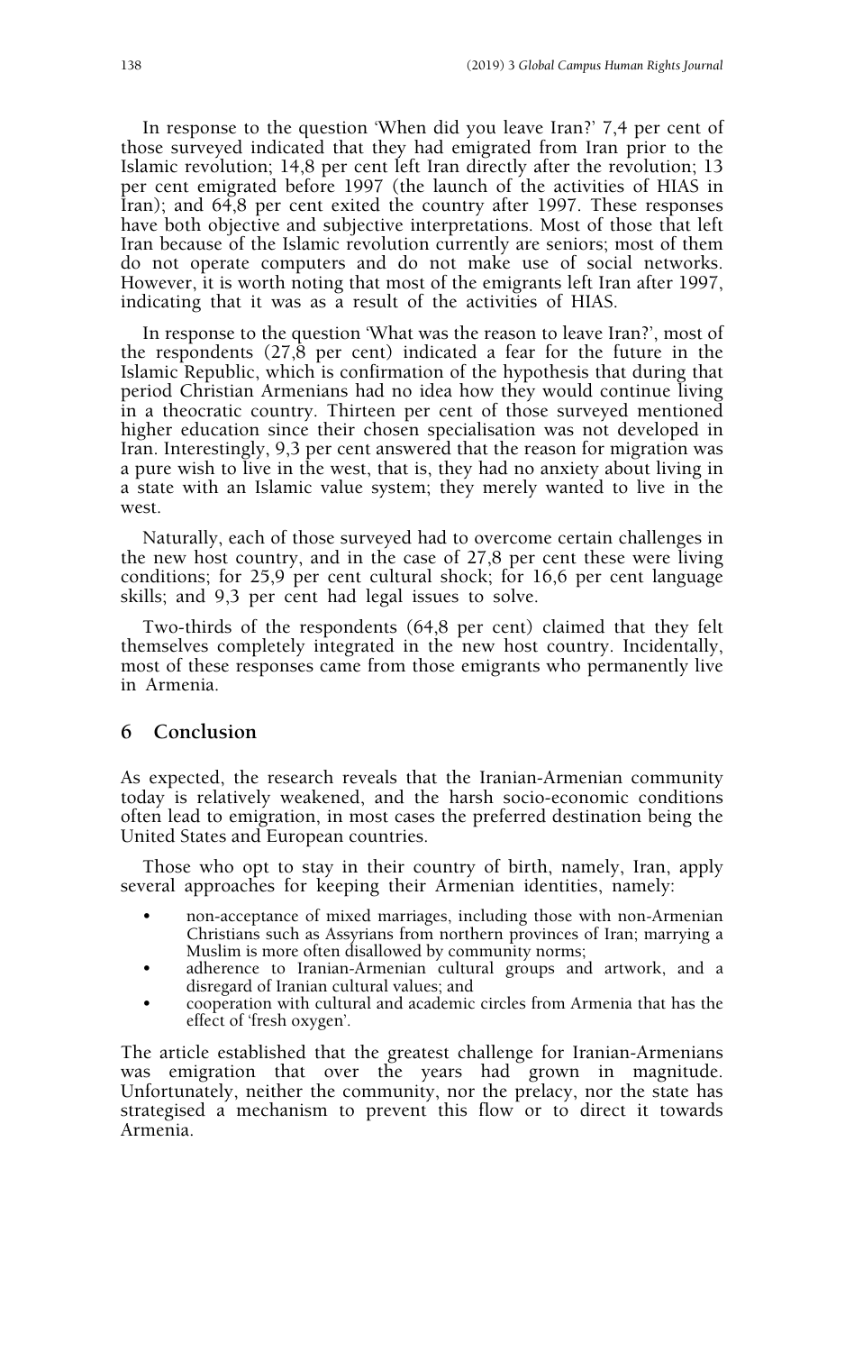In response to the question 'When did you leave Iran?' 7,4 per cent of those surveyed indicated that they had emigrated from Iran prior to the Islamic revolution; 14,8 per cent left Iran directly after the revolution; 13 per cent emigrated before 1997 (the launch of the activities of HIAS in Iran); and 64,8 per cent exited the country after 1997. These responses have both objective and subjective interpretations. Most of those that left Iran because of the Islamic revolution currently are seniors; most of them do not operate computers and do not make use of social networks. However, it is worth noting that most of the emigrants left Iran after 1997, indicating that it was as a result of the activities of HIAS.

In response to the question 'What was the reason to leave Iran?', most of the respondents (27,8 per cent) indicated a fear for the future in the Islamic Republic, which is confirmation of the hypothesis that during that period Christian Armenians had no idea how they would continue living in a theocratic country. Thirteen per cent of those surveyed mentioned higher education since their chosen specialisation was not developed in Iran. Interestingly, 9,3 per cent answered that the reason for migration was a pure wish to live in the west, that is, they had no anxiety about living in a state with an Islamic value system; they merely wanted to live in the west.

Naturally, each of those surveyed had to overcome certain challenges in the new host country, and in the case of 27,8 per cent these were living conditions; for 25,9 per cent cultural shock; for 16,6 per cent language skills; and 9,3 per cent had legal issues to solve.

Two-thirds of the respondents (64,8 per cent) claimed that they felt themselves completely integrated in the new host country. Incidentally, most of these responses came from those emigrants who permanently live in Armenia.

## 6 Conclusion

As expected, the research reveals that the Iranian-Armenian community today is relatively weakened, and the harsh socio-economic conditions often lead to emigration, in most cases the preferred destination being the United States and European countries.

Those who opt to stay in their country of birth, namely, Iran, apply several approaches for keeping their Armenian identities, namely:

- non-acceptance of mixed marriages, including those with non-Armenian Christians such as Assyrians from northern provinces of Iran; marrying a Muslim is more often disallowed by community norms;
- adherence to Iranian-Armenian cultural groups and artwork, and a disregard of Iranian cultural values; and
- cooperation with cultural and academic circles from Armenia that has the effect of 'fresh oxygen'.

The article established that the greatest challenge for Iranian-Armenians was emigration that over the years had grown in magnitude. Unfortunately, neither the community, nor the prelacy, nor the state has strategised a mechanism to prevent this flow or to direct it towards Armenia.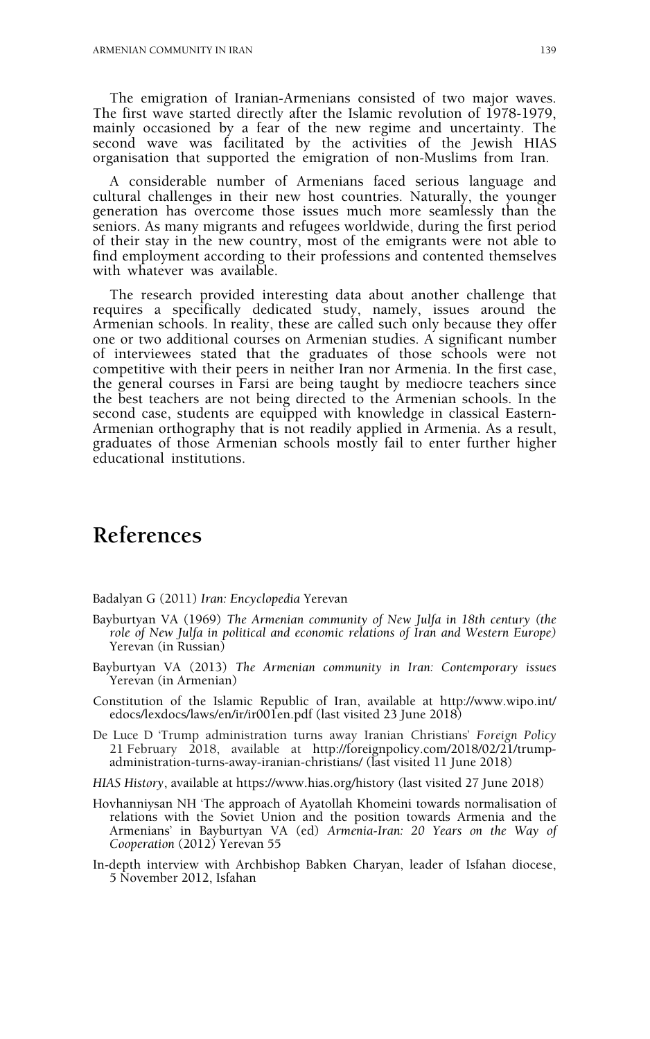The emigration of Iranian-Armenians consisted of two major waves. The first wave started directly after the Islamic revolution of 1978-1979, mainly occasioned by a fear of the new regime and uncertainty. The second wave was facilitated by the activities of the Jewish HIAS organisation that supported the emigration of non-Muslims from Iran.

A considerable number of Armenians faced serious language and cultural challenges in their new host countries. Naturally, the younger generation has overcome those issues much more seamlessly than the seniors. As many migrants and refugees worldwide, during the first period of their stay in the new country, most of the emigrants were not able to find employment according to their professions and contented themselves with whatever was available.

The research provided interesting data about another challenge that requires a specifically dedicated study, namely, issues around the Armenian schools. In reality, these are called such only because they offer one or two additional courses on Armenian studies. A significant number of interviewees stated that the graduates of those schools were not competitive with their peers in neither Iran nor Armenia. In the first case, the general courses in Farsi are being taught by mediocre teachers since the best teachers are not being directed to the Armenian schools. In the second case, students are equipped with knowledge in classical Eastern-Armenian orthography that is not readily applied in Armenia. As a result, graduates of those Armenian schools mostly fail to enter further higher educational institutions.

# References

Badalyan G (2011) *Iran: Encyclopedia* Yerevan

Bayburtyan VA (1969) *The Armenian community of New Julfa in 18th century (the role of New Julfa in political and economic relations of Iran and Western Europe)* Yerevan (in Russian)

Bayburtyan VA (2013) *The Armenian community in Iran: Contemporary issues* Yerevan (in Armenian)

Constitution of the Islamic Republic of Iran, available at http://www.wipo.int/edocs/lexdocs/laws/en/ir/ir001en.pdf (last visited 23 June 2018)

De Luce D 'Trump administration turns away Iranian Christians' *Foreign Policy* 21 February 2018, available at http://foreignpolicy.com/2018/02/21/trump-administration-turns-away-iranian-christians/ (last visited 11 June 2018)

*HIAS History*, available at https://www.hias.org/history (last visited 27 June 2018)

Hovhanniysan NH 'The approach of Ayatollah Khomeini towards normalisation of relations with the Soviet Union and the position towards Armenia and the Armenians' in Bayburtyan VA (ed) *Armenia-Iran: 20 Years on the Way of Cooperation* (2012) Yerevan 55

In-depth interview with Archbishop Babken Charyan, leader of Isfahan diocese, 5 November 2012, Isfahan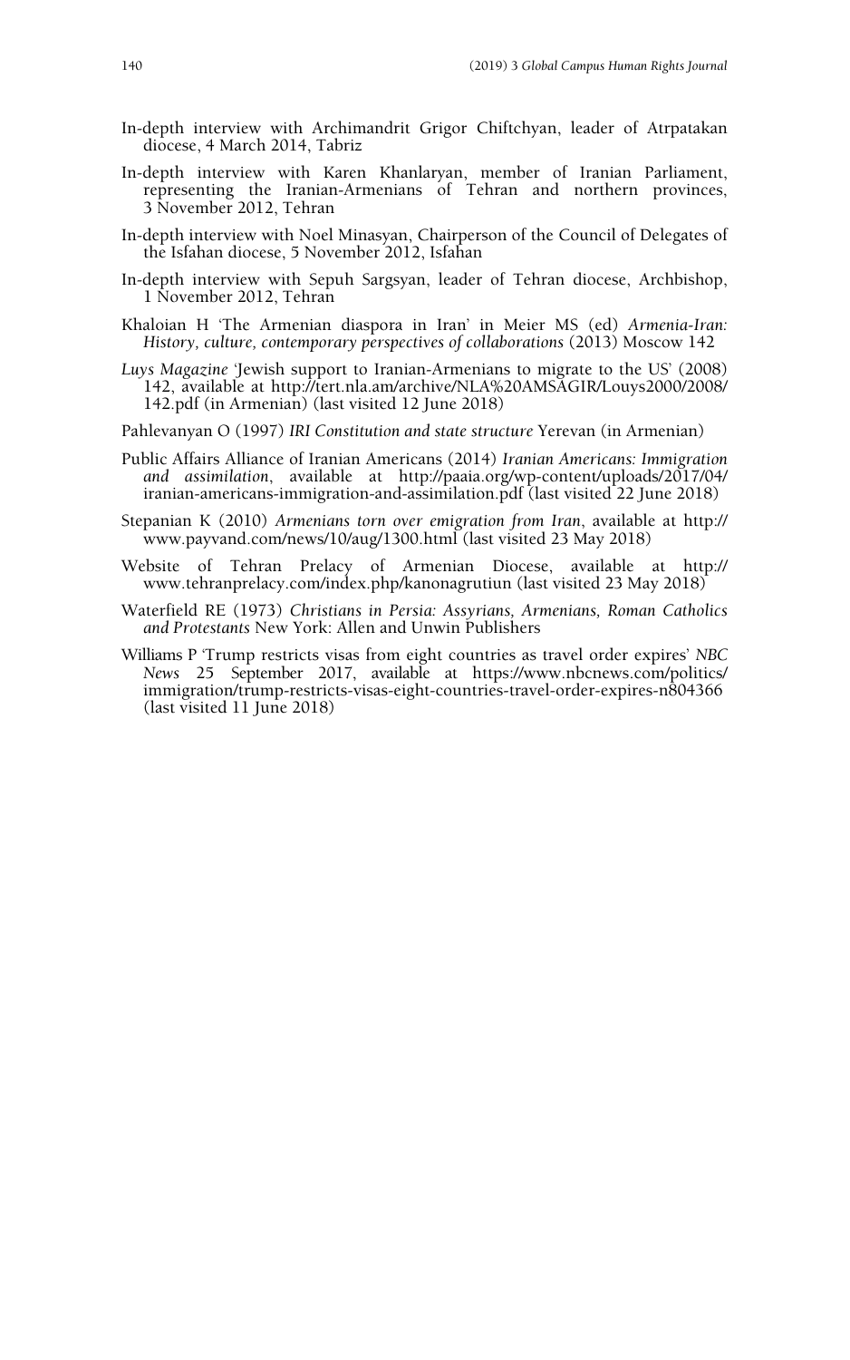In-depth interview with Archimandrit Grigor Chiftchyan, leader of Atrpatakan diocese, 4 March 2014, Tabriz

In-depth interview with Karen Khanlaryan, member of Iranian Parliament, representing the Iranian-Armenians of Tehran and northern provinces, 3 November 2012, Tehran

In-depth interview with Noel Minasyan, Chairperson of the Council of Delegates of the Isfahan diocese, 5 November 2012, Isfahan

In-depth interview with Sepuh Sargsyan, leader of Tehran diocese, Archbishop, 1 November 2012, Tehran

Khaloian H 'The Armenian diaspora in Iran' in Meier MS (ed) *Armenia-Iran: History, culture, contemporary perspectives of collaborations* (2013) Moscow 142

*Luys Magazine* 'Jewish support to Iranian-Armenians to migrate to the US' (2008) 142, available at http://tert.nla.am/archive/NLA%20AMSAGIR/Louys2000/2008/142.pdf (in Armenian) (last visited 12 June 2018)

Pahlevanyan O (1997) *IRI Constitution and state structure* Yerevan (in Armenian)

Public Affairs Alliance of Iranian Americans (2014) *Iranian Americans: Immigration and assimilation*, available at http://paaia.org/wp-content/uploads/2017/04/iranian-americans-immigration-and-assimilation.pdf (last visited 22 June 2018)

Stepanian K (2010) *Armenians torn over emigration from Iran*, available at http://www.payvand.com/news/10/aug/1300.html (last visited 23 May 2018)

Website of Tehran Prelacy of Armenian Diocese, available at http://www.tehranprelacy.com/index.php/kanonagrutiun (last visited 23 May 2018)

Waterfield RE (1973) *Christians in Persia: Assyrians, Armenians, Roman Catholics and Protestants* New York: Allen and Unwin Publishers

Williams P 'Trump restricts visas from eight countries as travel order expires' *NBC News* 25 September 2017, available at https://www.nbcnews.com/politics/immigration/trump-restricts-visas-eight-countries-travel-order-expires-n804366 (last visited 11 June 2018)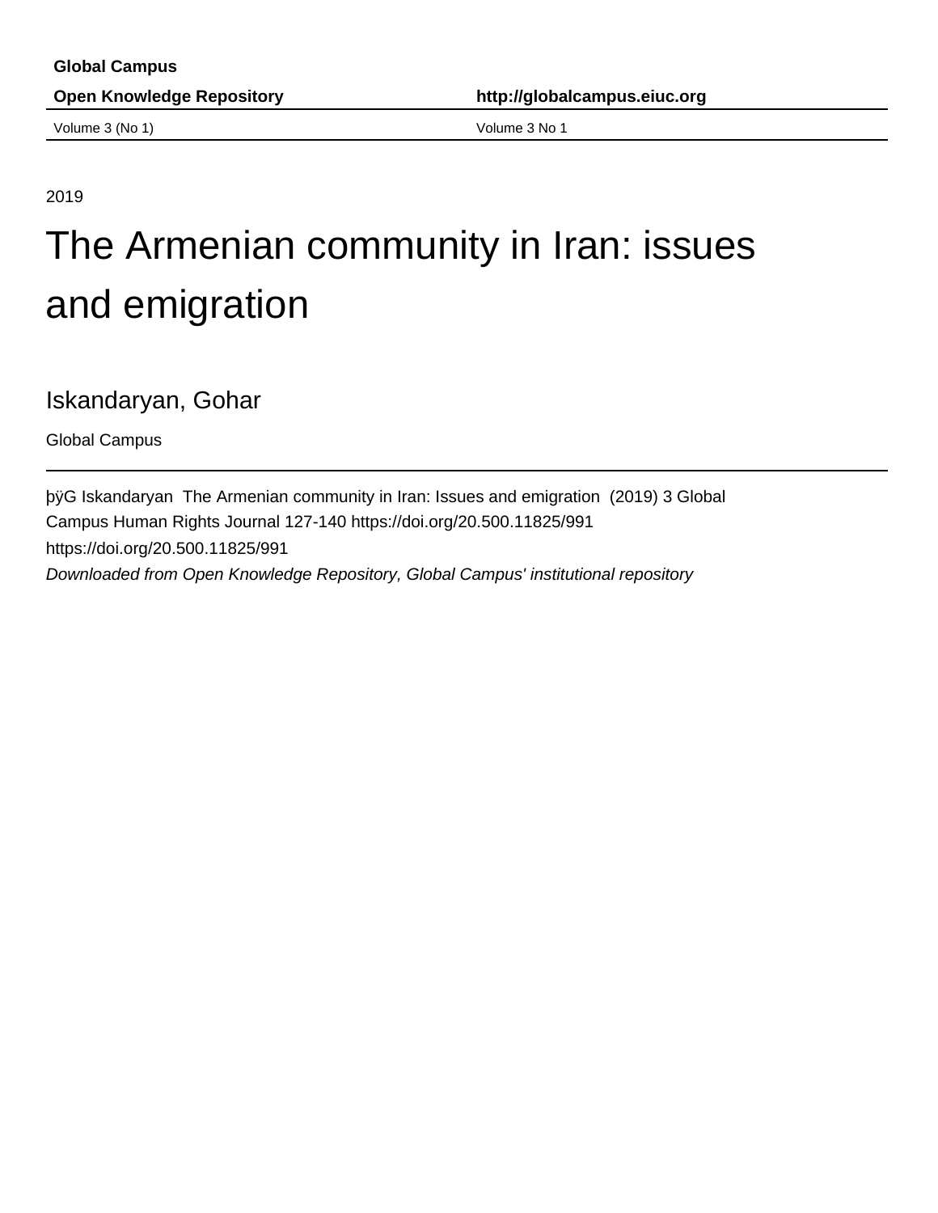Global Campus

**Open Knowledge Repository** **http://globalcampus.eiuc.org**

Volume 3 (No 1) Volume 3 No 1

2019

# The Armenian community in Iran: issues and emigration

Iskandaryan, Gohar

Global Campus

þÿG Iskandaryan The Armenian community in Iran: Issues and emigration (2019) 3 Global Campus Human Rights Journal 127-140 https://doi.org/20.500.11825/991

https://doi.org/20.500.11825/991

*Downloaded from Open Knowledge Repository, Global Campus' institutional repository*